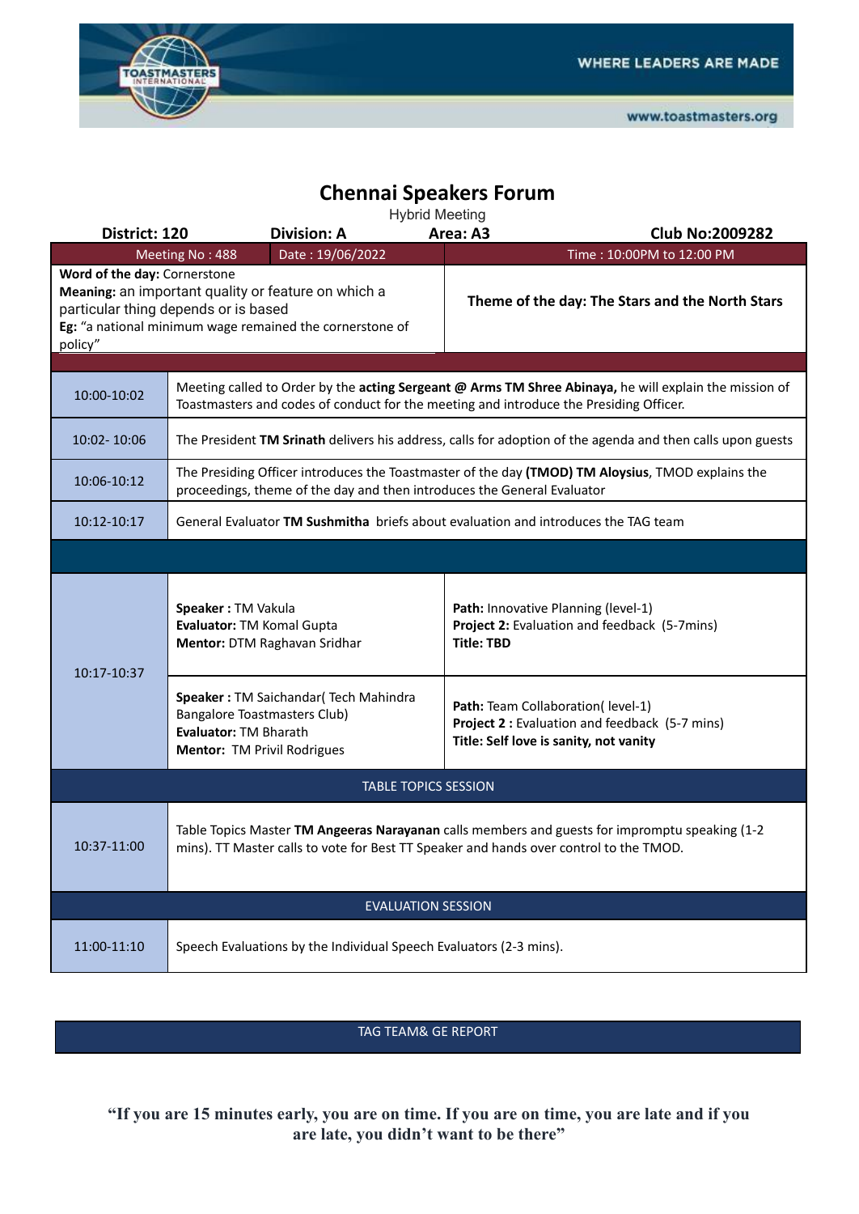WHERE LEADERS ARE MADE

www.toastmasters.org

# Chennai Speakers Forum

Hybrid Meeting

**District: 120** | **Division: A** | **Area: A3** | **Club No:2009282**

| Meeting No : 488 | Date : 19/06/2022 | Time : 10:00PM to 12:00 PM |
|---|---|---|

| **Word of the day:** Cornerstone<br>**Meaning:** an important quality or feature on which a particular thing depends or is based<br>**Eg:** "a national minimum wage remained the cornerstone of policy" | **Theme of the day: The Stars and the North Stars** |
|---|---|

| Time | Details | |
|---|---|---|
| 10:00-10:02 | Meeting called to Order by the **acting Sergeant @ Arms TM Shree Abinaya,** he will explain the mission of Toastmasters and codes of conduct for the meeting and introduce the Presiding Officer. | |
| 10:02- 10:06 | The President **TM Srinath** delivers his address, calls for adoption of the agenda and then calls upon guests | |
| 10:06-10:12 | The Presiding Officer introduces the Toastmaster of the day **(TMOD) TM Aloysius**, TMOD explains the proceedings, theme of the day and then introduces the General Evaluator | |
| 10:12-10:17 | General Evaluator **TM Sushmitha** briefs about evaluation and introduces the TAG team | |
| 10:17-10:37 | **Speaker :** TM Vakula<br>**Evaluator:** TM Komal Gupta<br>**Mentor:** DTM Raghavan Sridhar | **Path:** Innovative Planning (level-1)<br>**Project 2:** Evaluation and feedback (5-7mins)<br>**Title: TBD** |
| | **Speaker :** TM Saichandar( Tech Mahindra Bangalore Toastmasters Club)<br>**Evaluator:** TM Bharath<br>**Mentor:** TM Privil Rodrigues | **Path:** Team Collaboration( level-1)<br>**Project 2 :** Evaluation and feedback (5-7 mins)<br>**Title: Self love is sanity, not vanity** |
| | TABLE TOPICS SESSION | |
| 10:37-11:00 | Table Topics Master **TM Angeeras Narayanan** calls members and guests for impromptu speaking (1-2 mins). TT Master calls to vote for Best TT Speaker and hands over control to the TMOD. | |
| | EVALUATION SESSION | |
| 11:00-11:10 | Speech Evaluations by the Individual Speech Evaluators (2-3 mins). | |

TAG TEAM& GE REPORT

**"If you are 15 minutes early, you are on time. If you are on time, you are late and if you are late, you didn't want to be there"**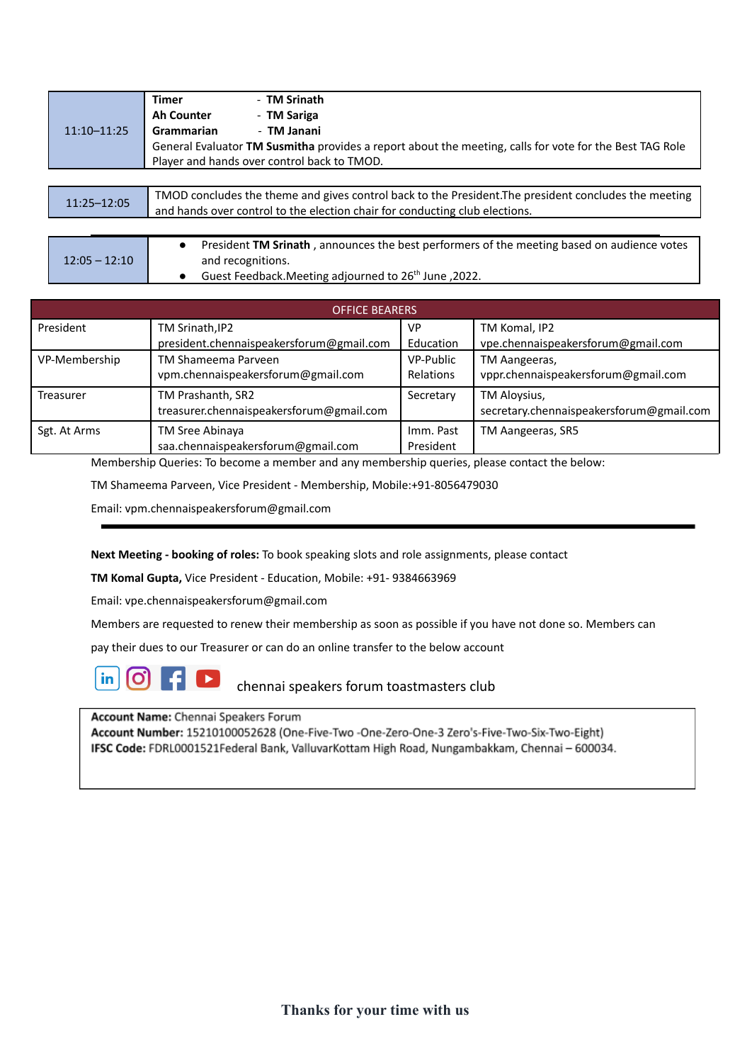| | |
|---|---|
| 11:10–11:25 | **Timer** - **TM Srinath**<br>**Ah Counter** - **TM Sariga**<br>**Grammarian** - **TM Janani**<br>General Evaluator **TM Susmitha** provides a report about the meeting, calls for vote for the Best TAG Role Player and hands over control back to TMOD. |
| 11:25–12:05 | TMOD concludes the theme and gives control back to the President.The president concludes the meeting and hands over control to the election chair for conducting club elections. |
| 12:05 – 12:10 | • President **TM Srinath** , announces the best performers of the meeting based on audience votes and recognitions.<br>• Guest Feedback.Meeting adjourned to 26th June ,2022. |

| OFFICE BEARERS | | | |
|---|---|---|---|
| President | TM Srinath,IP2<br>president.chennaispeakersforum@gmail.com | VP Education | TM Komal, IP2<br>vpe.chennaispeakersforum@gmail.com |
| VP-Membership | TM Shameema Parveen<br>vpm.chennaispeakersforum@gmail.com | VP-Public Relations | TM Aangeeras,<br>vppr.chennaispeakersforum@gmail.com |
| Treasurer | TM Prashanth, SR2<br>treasurer.chennaispeakersforum@gmail.com | Secretary | TM Aloysius,<br>secretary.chennaispeakersforum@gmail.com |
| Sgt. At Arms | TM Sree Abinaya<br>saa.chennaispeakersforum@gmail.com | Imm. Past President | TM Aangeeras, SR5 |

Membership Queries: To become a member and any membership queries, please contact the below:

TM Shameema Parveen, Vice President - Membership, Mobile:+91-8056479030

Email: vpm.chennaispeakersforum@gmail.com

---

**Next Meeting - booking of roles:** To book speaking slots and role assignments, please contact

**TM Komal Gupta,** Vice President - Education, Mobile: +91- 9384663969

Email: vpe.chennaispeakersforum@gmail.com

Members are requested to renew their membership as soon as possible if you have not done so. Members can pay their dues to our Treasurer or can do an online transfer to the below account

chennai speakers forum toastmasters club

**Account Name:** Chennai Speakers Forum
**Account Number:** 15210100052628 (One-Five-Two -One-Zero-One-3 Zero's-Five-Two-Six-Two-Eight)
**IFSC Code:** FDRL0001521Federal Bank, ValluvarKottam High Road, Nungambakkam, Chennai – 600034.

**Thanks for your time with us**